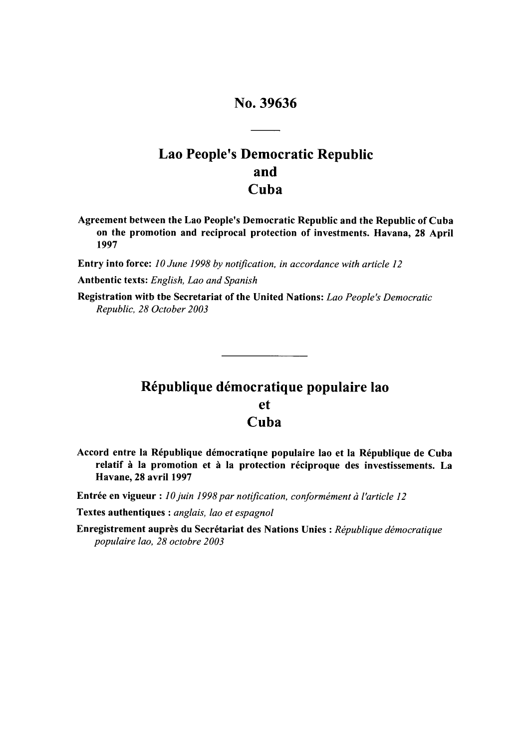# No. 39636

## Lao People's Democratic Republic and Cuba

**Agreement between the Lao People's Democratic Republic and the Republic of Cuba on the promotion and reciprocal protection of investments. Havana, 28 April 1997**

**Entry into force:** *10 June 1998 by notification, in accordance with article 12*

**Antbentic texts:** *English, Lao and Spanish*

**Registration witb tbe Secretariat of the United Nations:** *Lao People's Democratic Republic, 28 October 2003*

---

## République démocratique populaire lao et Cuba

**Accord entre la République démocratiqne populaire lao et la République de Cuba relatif à la promotion et à la protection réciproque des investissements. La Havane, 28 avril 1997**

**Entrée en vigueur :** *10 juin 1998 par notification, conformément à l'article 12*

**Textes authentiques :** *anglais, lao et espagnol*

**Enregistrement auprès du Secrétariat des Nations Unies :** *République démocratique populaire lao, 28 octobre 2003*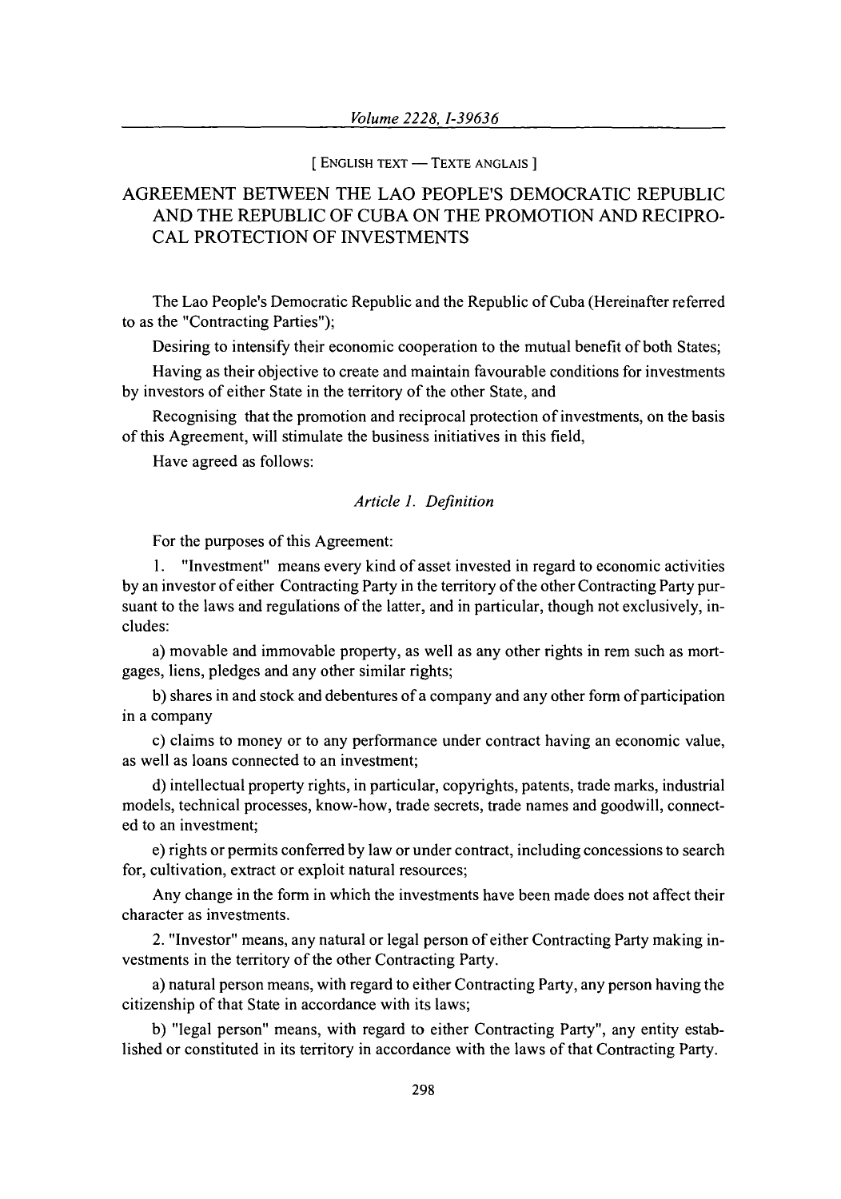[ ENGLISH TEXT — TEXTE ANGLAIS ]

# AGREEMENT BETWEEN THE LAO PEOPLE'S DEMOCRATIC REPUBLIC AND THE REPUBLIC OF CUBA ON THE PROMOTION AND RECIPROCAL PROTECTION OF INVESTMENTS

The Lao People's Democratic Republic and the Republic of Cuba (Hereinafter referred to as the "Contracting Parties");

Desiring to intensify their economic cooperation to the mutual benefit of both States;

Having as their objective to create and maintain favourable conditions for investments by investors of either State in the territory of the other State, and

Recognising that the promotion and reciprocal protection of investments, on the basis of this Agreement, will stimulate the business initiatives in this field,

Have agreed as follows:

### *Article 1. Definition*

For the purposes of this Agreement:

1. "Investment" means every kind of asset invested in regard to economic activities by an investor of either Contracting Party in the territory of the other Contracting Party pursuant to the laws and regulations of the latter, and in particular, though not exclusively, includes:

a) movable and immovable property, as well as any other rights in rem such as mortgages, liens, pledges and any other similar rights;

b) shares in and stock and debentures of a company and any other form of participation in a company

c) claims to money or to any performance under contract having an economic value, as well as loans connected to an investment;

d) intellectual property rights, in particular, copyrights, patents, trade marks, industrial models, technical processes, know-how, trade secrets, trade names and goodwill, connected to an investment;

e) rights or permits conferred by law or under contract, including concessions to search for, cultivation, extract or exploit natural resources;

Any change in the form in which the investments have been made does not affect their character as investments.

2. "Investor" means, any natural or legal person of either Contracting Party making investments in the territory of the other Contracting Party.

a) natural person means, with regard to either Contracting Party, any person having the citizenship of that State in accordance with its laws;

b) "legal person" means, with regard to either Contracting Party", any entity established or constituted in its territory in accordance with the laws of that Contracting Party.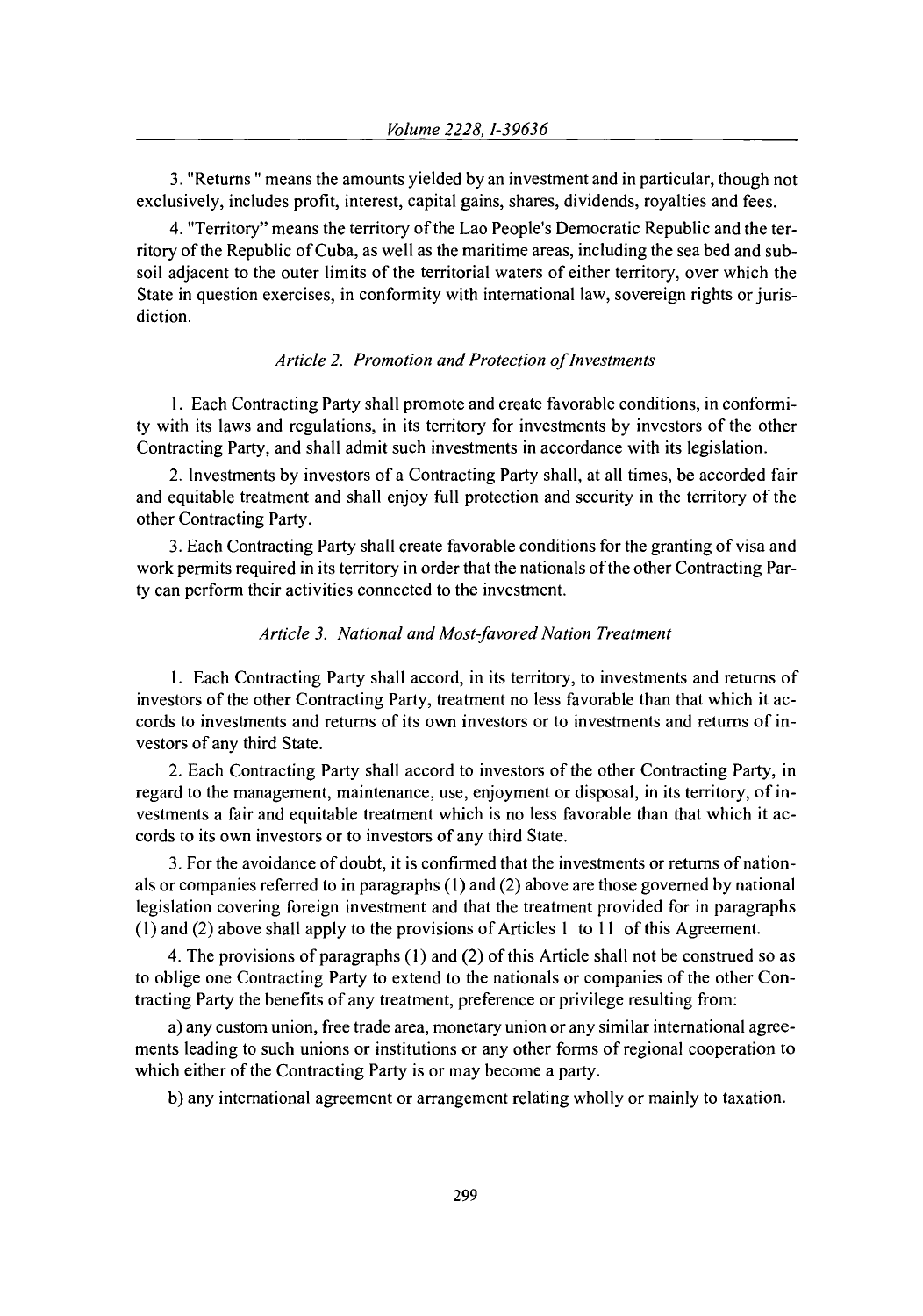3. "Returns " means the amounts yielded by an investment and in particular, though not exclusively, includes profit, interest, capital gains, shares, dividends, royalties and fees.

4. "Territory" means the territory of the Lao People's Democratic Republic and the territory of the Republic of Cuba, as well as the maritime areas, including the sea bed and subsoil adjacent to the outer limits of the territorial waters of either territory, over which the State in question exercises, in conformity with international law, sovereign rights or jurisdiction.

### *Article 2. Promotion and Protection of Investments*

1. Each Contracting Party shall promote and create favorable conditions, in conformity with its laws and regulations, in its territory for investments by investors of the other Contracting Party, and shall admit such investments in accordance with its legislation.

2. Investments by investors of a Contracting Party shall, at all times, be accorded fair and equitable treatment and shall enjoy full protection and security in the territory of the other Contracting Party.

3. Each Contracting Party shall create favorable conditions for the granting of visa and work permits required in its territory in order that the nationals of the other Contracting Party can perform their activities connected to the investment.

### *Article 3. National and Most-favored Nation Treatment*

1. Each Contracting Party shall accord, in its territory, to investments and returns of investors of the other Contracting Party, treatment no less favorable than that which it accords to investments and returns of its own investors or to investments and returns of investors of any third State.

2. Each Contracting Party shall accord to investors of the other Contracting Party, in regard to the management, maintenance, use, enjoyment or disposal, in its territory, of investments a fair and equitable treatment which is no less favorable than that which it accords to its own investors or to investors of any third State.

3. For the avoidance of doubt, it is confirmed that the investments or returns of nationals or companies referred to in paragraphs (1) and (2) above are those governed by national legislation covering foreign investment and that the treatment provided for in paragraphs (1) and (2) above shall apply to the provisions of Articles 1 to 11 of this Agreement.

4. The provisions of paragraphs (1) and (2) of this Article shall not be construed so as to oblige one Contracting Party to extend to the nationals or companies of the other Contracting Party the benefits of any treatment, preference or privilege resulting from:

a) any custom union, free trade area, monetary union or any similar international agreements leading to such unions or institutions or any other forms of regional cooperation to which either of the Contracting Party is or may become a party.

b) any international agreement or arrangement relating wholly or mainly to taxation.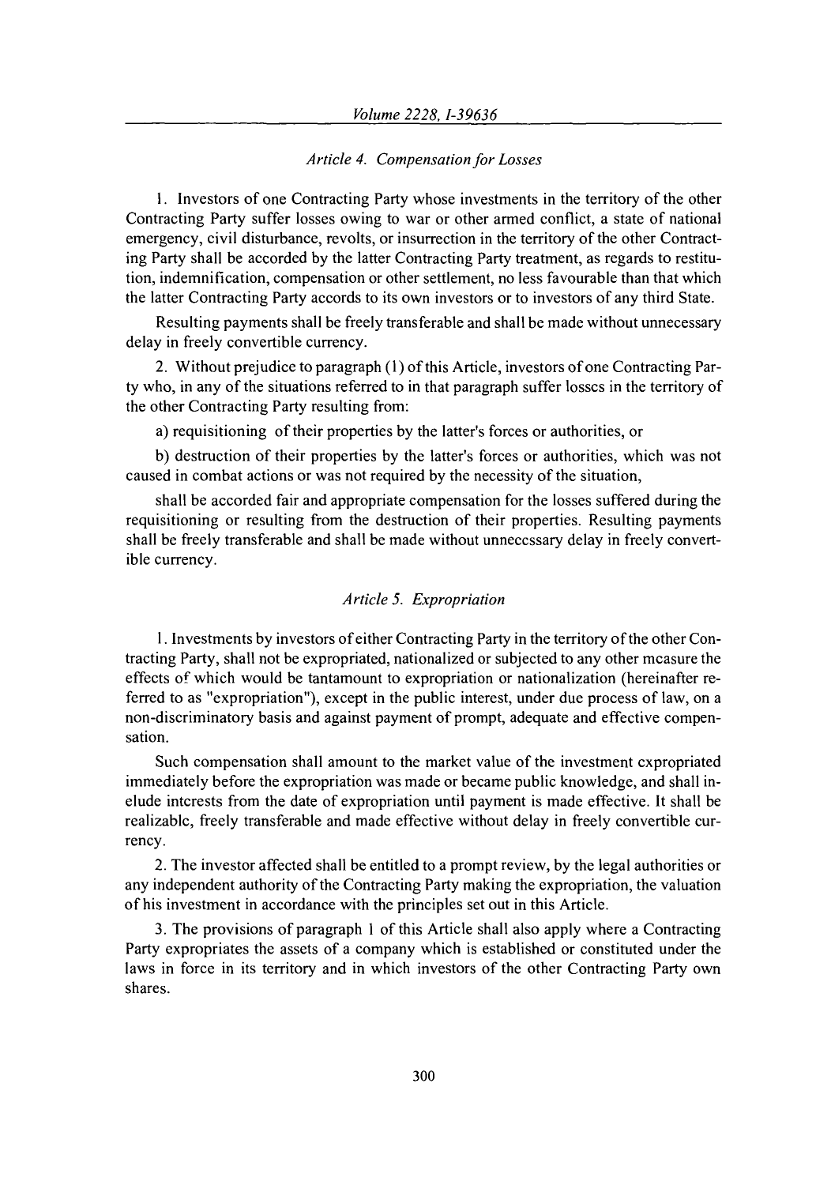*Article 4. Compensation for Losses*

1. Investors of one Contracting Party whose investments in the territory of the other Contracting Party suffer losses owing to war or other armed conflict, a state of national emergency, civil disturbance, revolts, or insurrection in the territory of the other Contracting Party shall be accorded by the latter Contracting Party treatment, as regards to restitution, indemnification, compensation or other settlement, no less favourable than that which the latter Contracting Party accords to its own investors or to investors of any third State.

Resulting payments shall be freely transferable and shall be made without unnecessary delay in freely convertible currency.

2. Without prejudice to paragraph (1) of this Article, investors of one Contracting Party who, in any of the situations referred to in that paragraph suffer losses in the territory of the other Contracting Party resulting from:

a) requisitioning of their properties by the latter's forces or authorities, or

b) destruction of their properties by the latter's forces or authorities, which was not caused in combat actions or was not required by the necessity of the situation,

shall be accorded fair and appropriate compensation for the losses suffered during the requisitioning or resulting from the destruction of their properties. Resulting payments shall be freely transferable and shall be made without unnecessary delay in freely convertible currency.

*Article 5. Expropriation*

1. Investments by investors of either Contracting Party in the territory of the other Contracting Party, shall not be expropriated, nationalized or subjected to any other measure the effects of which would be tantamount to expropriation or nationalization (hereinafter referred to as "expropriation"), except in the public interest, under due process of law, on a non-discriminatory basis and against payment of prompt, adequate and effective compensation.

Such compensation shall amount to the market value of the investment expropriated immediately before the expropriation was made or became public knowledge, and shall include interests from the date of expropriation until payment is made effective. It shall be realizable, freely transferable and made effective without delay in freely convertible currency.

2. The investor affected shall be entitled to a prompt review, by the legal authorities or any independent authority of the Contracting Party making the expropriation, the valuation of his investment in accordance with the principles set out in this Article.

3. The provisions of paragraph 1 of this Article shall also apply where a Contracting Party expropriates the assets of a company which is established or constituted under the laws in force in its territory and in which investors of the other Contracting Party own shares.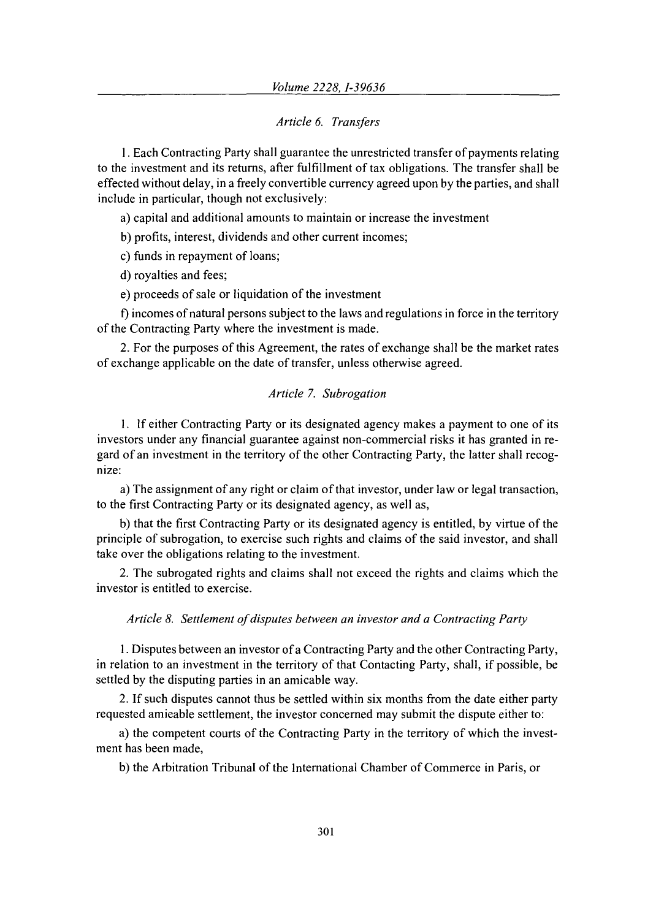### *Article 6. Transfers*

1. Each Contracting Party shall guarantee the unrestricted transfer of payments relating to the investment and its returns, after fulfillment of tax obligations. The transfer shall be effected without delay, in a freely convertible currency agreed upon by the parties, and shall include in particular, though not exclusively:

a) capital and additional amounts to maintain or increase the investment

b) profits, interest, dividends and other current incomes;

c) funds in repayment of loans;

d) royalties and fees;

e) proceeds of sale or liquidation of the investment

f) incomes of natural persons subject to the laws and regulations in force in the territory of the Contracting Party where the investment is made.

2. For the purposes of this Agreement, the rates of exchange shall be the market rates of exchange applicable on the date of transfer, unless otherwise agreed.

### *Article 7. Subrogation*

1. If either Contracting Party or its designated agency makes a payment to one of its investors under any financial guarantee against non-commercial risks it has granted in regard of an investment in the territory of the other Contracting Party, the latter shall recognize:

a) The assignment of any right or claim of that investor, under law or legal transaction, to the first Contracting Party or its designated agency, as well as,

b) that the first Contracting Party or its designated agency is entitled, by virtue of the principle of subrogation, to exercise such rights and claims of the said investor, and shall take over the obligations relating to the investment.

2. The subrogated rights and claims shall not exceed the rights and claims which the investor is entitled to exercise.

### *Article 8. Settlement of disputes between an investor and a Contracting Party*

1. Disputes between an investor of a Contracting Party and the other Contracting Party, in relation to an investment in the territory of that Contacting Party, shall, if possible, be settled by the disputing parties in an amicable way.

2. If such disputes cannot thus be settled within six months from the date either party requested amieable settlement, the investor concerned may submit the dispute either to:

a) the competent courts of the Contracting Party in the territory of which the investment has been made,

b) the Arbitration Tribunal of the International Chamber of Commerce in Paris, or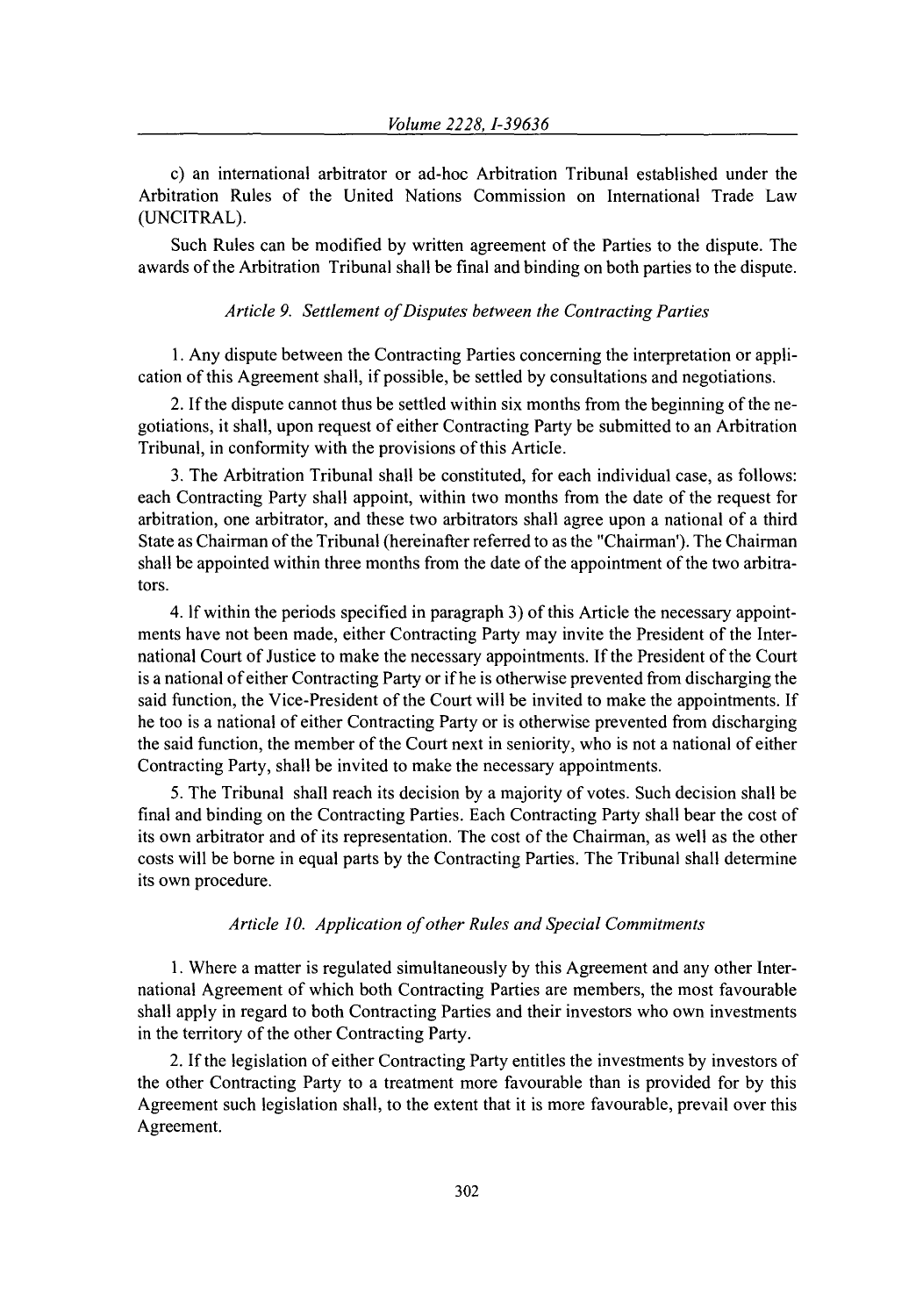c) an international arbitrator or ad-hoc Arbitration Tribunal established under the Arbitration Rules of the United Nations Commission on International Trade Law (UNCITRAL).

Such Rules can be modified by written agreement of the Parties to the dispute. The awards of the Arbitration Tribunal shall be final and binding on both parties to the dispute.

*Article 9. Settlement of Disputes between the Contracting Parties*

1. Any dispute between the Contracting Parties concerning the interpretation or application of this Agreement shall, if possible, be settled by consultations and negotiations.

2. If the dispute cannot thus be settled within six months from the beginning of the negotiations, it shall, upon request of either Contracting Party be submitted to an Arbitration Tribunal, in conformity with the provisions of this Article.

3. The Arbitration Tribunal shall be constituted, for each individual case, as follows: each Contracting Party shall appoint, within two months from the date of the request for arbitration, one arbitrator, and these two arbitrators shall agree upon a national of a third State as Chairman of the Tribunal (hereinafter referred to as the "Chairman'). The Chairman shall be appointed within three months from the date of the appointment of the two arbitrators.

4. If within the periods specified in paragraph 3) of this Article the necessary appointments have not been made, either Contracting Party may invite the President of the International Court of Justice to make the necessary appointments. If the President of the Court is a national of either Contracting Party or if he is otherwise prevented from discharging the said function, the Vice-President of the Court will be invited to make the appointments. If he too is a national of either Contracting Party or is otherwise prevented from discharging the said function, the member of the Court next in seniority, who is not a national of either Contracting Party, shall be invited to make the necessary appointments.

5. The Tribunal shall reach its decision by a majority of votes. Such decision shall be final and binding on the Contracting Parties. Each Contracting Party shall bear the cost of its own arbitrator and of its representation. The cost of the Chairman, as well as the other costs will be borne in equal parts by the Contracting Parties. The Tribunal shall determine its own procedure.

*Article 10. Application of other Rules and Special Commitments*

1. Where a matter is regulated simultaneously by this Agreement and any other International Agreement of which both Contracting Parties are members, the most favourable shall apply in regard to both Contracting Parties and their investors who own investments in the territory of the other Contracting Party.

2. If the legislation of either Contracting Party entitles the investments by investors of the other Contracting Party to a treatment more favourable than is provided for by this Agreement such legislation shall, to the extent that it is more favourable, prevail over this Agreement.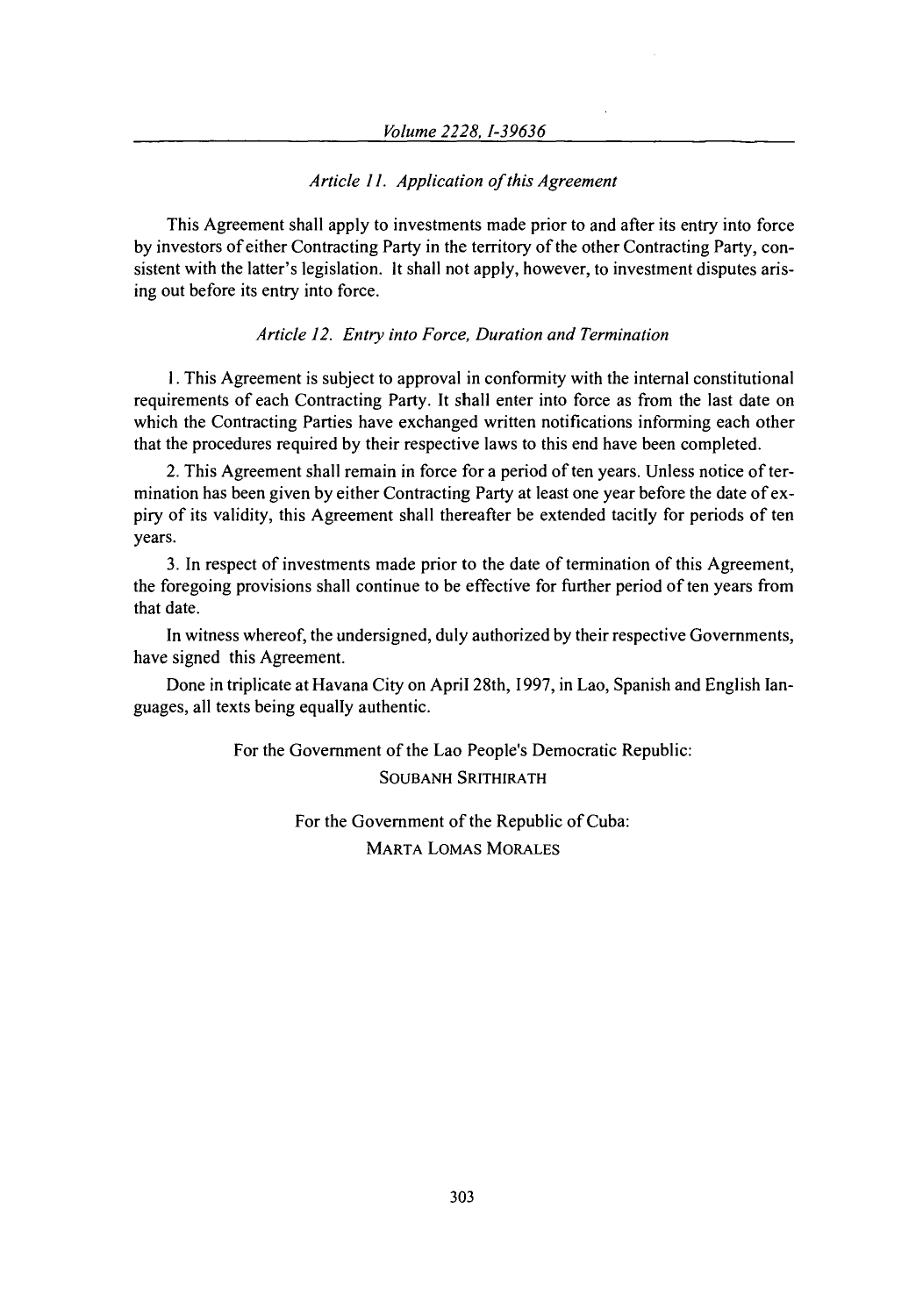*Article 11. Application of this Agreement*

This Agreement shall apply to investments made prior to and after its entry into force by investors of either Contracting Party in the territory of the other Contracting Party, consistent with the latter's legislation. It shall not apply, however, to investment disputes arising out before its entry into force.

*Article 12. Entry into Force, Duration and Termination*

1. This Agreement is subject to approval in conformity with the internal constitutional requirements of each Contracting Party. It shall enter into force as from the last date on which the Contracting Parties have exchanged written notifications informing each other that the procedures required by their respective laws to this end have been completed.

2. This Agreement shall remain in force for a period of ten years. Unless notice of termination has been given by either Contracting Party at least one year before the date of expiry of its validity, this Agreement shall thereafter be extended tacitly for periods of ten years.

3. In respect of investments made prior to the date of termination of this Agreement, the foregoing provisions shall continue to be effective for further period of ten years from that date.

In witness whereof, the undersigned, duly authorized by their respective Governments, have signed this Agreement.

Done in triplicate at Havana City on April 28th, 1997, in Lao, Spanish and English languages, all texts being equally authentic.

For the Government of the Lao People's Democratic Republic:
SOUBANH SRITHIRATH

For the Government of the Republic of Cuba:
MARTA LOMAS MORALES